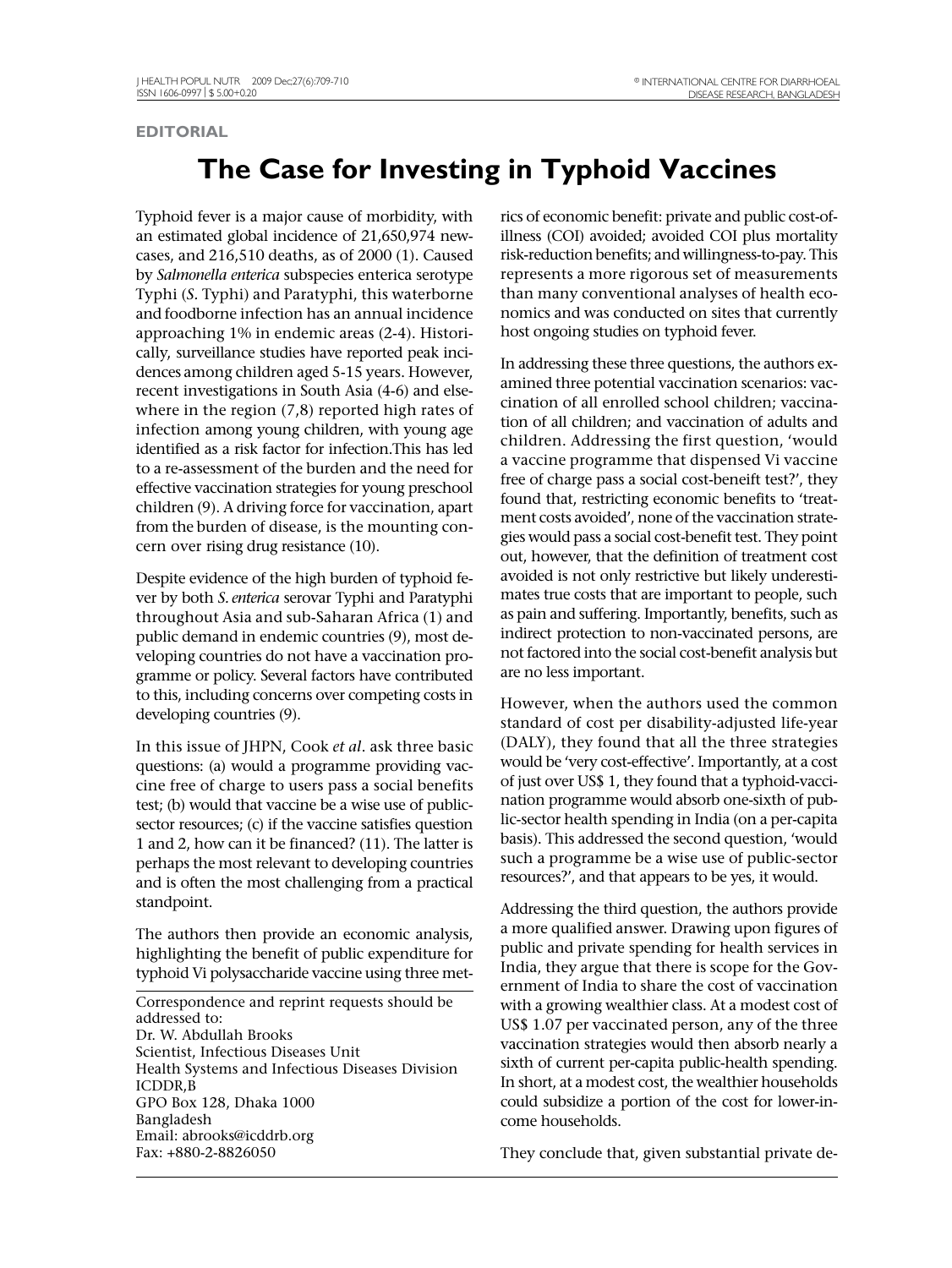**EDITORIAL**

# The Case for Investing in Typhoid Vaccines

Typhoid fever is a major cause of morbidity, with an estimated global incidence of 21,650,974 new-cases, and 216,510 deaths, as of 2000 (1). Caused by *Salmonella enterica* subspecies enterica serotype Typhi (*S*. Typhi) and Paratyphi, this waterborne and foodborne infection has an annual incidence approaching 1% in endemic areas (2-4). Historically, surveillance studies have reported peak incidences among children aged 5-15 years. However, recent investigations in South Asia (4-6) and elsewhere in the region (7,8) reported high rates of infection among young children, with young age identified as a risk factor for infection.This has led to a re-assessment of the burden and the need for effective vaccination strategies for young preschool children (9). A driving force for vaccination, apart from the burden of disease, is the mounting concern over rising drug resistance (10).

Despite evidence of the high burden of typhoid fever by both *S. enterica* serovar Typhi and Paratyphi throughout Asia and sub-Saharan Africa (1) and public demand in endemic countries (9), most developing countries do not have a vaccination programme or policy. Several factors have contributed to this, including concerns over competing costs in developing countries (9).

In this issue of JHPN, Cook *et al*. ask three basic questions: (a) would a programme providing vaccine free of charge to users pass a social benefits test; (b) would that vaccine be a wise use of public-sector resources; (c) if the vaccine satisfies question 1 and 2, how can it be financed? (11). The latter is perhaps the most relevant to developing countries and is often the most challenging from a practical standpoint.

The authors then provide an economic analysis, highlighting the benefit of public expenditure for typhoid Vi polysaccharide vaccine using three metrics of economic benefit: private and public cost-of-illness (COI) avoided; avoided COI plus mortality risk-reduction benefits; and willingness-to-pay. This represents a more rigorous set of measurements than many conventional analyses of health economics and was conducted on sites that currently host ongoing studies on typhoid fever.

In addressing these three questions, the authors examined three potential vaccination scenarios: vaccination of all enrolled school children; vaccination of all children; and vaccination of adults and children. Addressing the first question, 'would a vaccine programme that dispensed Vi vaccine free of charge pass a social cost-beneift test?', they found that, restricting economic benefits to 'treatment costs avoided', none of the vaccination strategies would pass a social cost-benefit test. They point out, however, that the definition of treatment cost avoided is not only restrictive but likely underestimates true costs that are important to people, such as pain and suffering. Importantly, benefits, such as indirect protection to non-vaccinated persons, are not factored into the social cost-benefit analysis but are no less important.

However, when the authors used the common standard of cost per disability-adjusted life-year (DALY), they found that all the three strategies would be 'very cost-effective'. Importantly, at a cost of just over US$ 1, they found that a typhoid-vaccination programme would absorb one-sixth of public-sector health spending in India (on a per-capita basis). This addressed the second question, 'would such a programme be a wise use of public-sector resources?', and that appears to be yes, it would.

Addressing the third question, the authors provide a more qualified answer. Drawing upon figures of public and private spending for health services in India, they argue that there is scope for the Government of India to share the cost of vaccination with a growing wealthier class. At a modest cost of US$ 1.07 per vaccinated person, any of the three vaccination strategies would then absorb nearly a sixth of current per-capita public-health spending. In short, at a modest cost, the wealthier households could subsidize a portion of the cost for lower-income households.

They conclude that, given substantial private de-

---

Correspondence and reprint requests should be addressed to:
Dr. W. Abdullah Brooks
Scientist, Infectious Diseases Unit
Health Systems and Infectious Diseases Division
ICDDR,B
GPO Box 128, Dhaka 1000
Bangladesh
Email: abrooks@icddrb.org
Fax: +880-2-8826050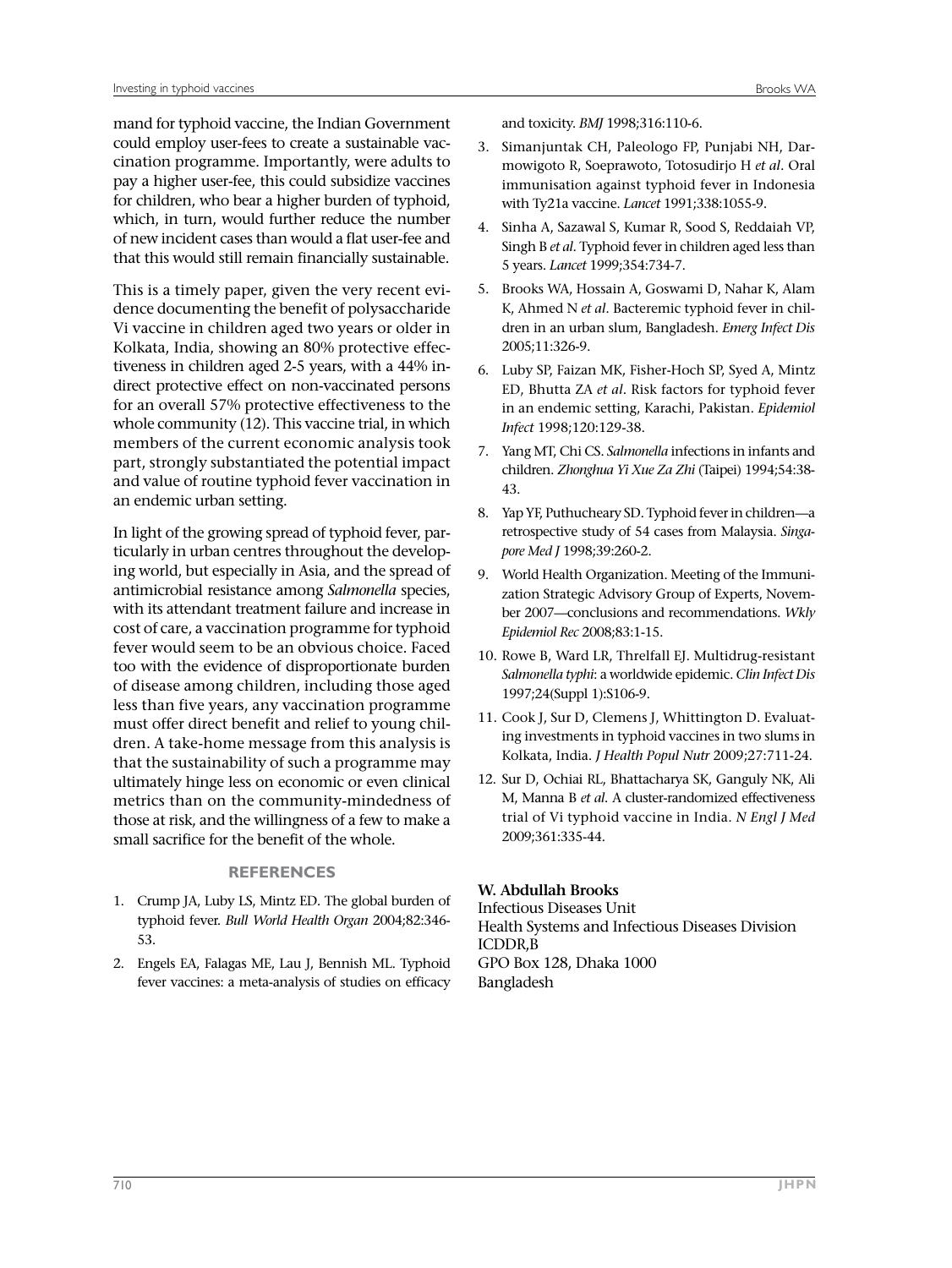mand for typhoid vaccine, the Indian Government could employ user-fees to create a sustainable vaccination programme. Importantly, were adults to pay a higher user-fee, this could subsidize vaccines for children, who bear a higher burden of typhoid, which, in turn, would further reduce the number of new incident cases than would a flat user-fee and that this would still remain financially sustainable.

This is a timely paper, given the very recent evidence documenting the benefit of polysaccharide Vi vaccine in children aged two years or older in Kolkata, India, showing an 80% protective effectiveness in children aged 2-5 years, with a 44% indirect protective effect on non-vaccinated persons for an overall 57% protective effectiveness to the whole community (12). This vaccine trial, in which members of the current economic analysis took part, strongly substantiated the potential impact and value of routine typhoid fever vaccination in an endemic urban setting.

In light of the growing spread of typhoid fever, particularly in urban centres throughout the developing world, but especially in Asia, and the spread of antimicrobial resistance among *Salmonella* species, with its attendant treatment failure and increase in cost of care, a vaccination programme for typhoid fever would seem to be an obvious choice. Faced too with the evidence of disproportionate burden of disease among children, including those aged less than five years, any vaccination programme must offer direct benefit and relief to young children. A take-home message from this analysis is that the sustainability of such a programme may ultimately hinge less on economic or even clinical metrics than on the community-mindedness of those at risk, and the willingness of a few to make a small sacrifice for the benefit of the whole.

## REFERENCES

1. Crump JA, Luby LS, Mintz ED. The global burden of typhoid fever. *Bull World Health Organ* 2004;82:346-53.
2. Engels EA, Falagas ME, Lau J, Bennish ML. Typhoid fever vaccines: a meta-analysis of studies on efficacy and toxicity. *BMJ* 1998;316:110-6.
3. Simanjuntak CH, Paleologo FP, Punjabi NH, Darmowigoto R, Soeprawoto, Totosudirjo H *et al*. Oral immunisation against typhoid fever in Indonesia with Ty21a vaccine. *Lancet* 1991;338:1055-9.
4. Sinha A, Sazawal S, Kumar R, Sood S, Reddaiah VP, Singh B *et al*. Typhoid fever in children aged less than 5 years. *Lancet* 1999;354:734-7.
5. Brooks WA, Hossain A, Goswami D, Nahar K, Alam K, Ahmed N *et al*. Bacteremic typhoid fever in children in an urban slum, Bangladesh. *Emerg Infect Dis* 2005;11:326-9.
6. Luby SP, Faizan MK, Fisher-Hoch SP, Syed A, Mintz ED, Bhutta ZA *et al*. Risk factors for typhoid fever in an endemic setting, Karachi, Pakistan. *Epidemiol Infect* 1998;120:129-38.
7. Yang MT, Chi CS. *Salmonella* infections in infants and children. *Zhonghua Yi Xue Za Zhi* (Taipei) 1994;54:38-43.
8. Yap YF, Puthucheary SD. Typhoid fever in children—a retrospective study of 54 cases from Malaysia. *Singapore Med J* 1998;39:260-2.
9. World Health Organization. Meeting of the Immunization Strategic Advisory Group of Experts, November 2007—conclusions and recommendations. *Wkly Epidemiol Rec* 2008;83:1-15.
10. Rowe B, Ward LR, Threlfall EJ. Multidrug-resistant *Salmonella typhi*: a worldwide epidemic. *Clin Infect Dis* 1997;24(Suppl 1):S106-9.
11. Cook J, Sur D, Clemens J, Whittington D. Evaluating investments in typhoid vaccines in two slums in Kolkata, India. *J Health Popul Nutr* 2009;27:711-24.
12. Sur D, Ochiai RL, Bhattacharya SK, Ganguly NK, Ali M, Manna B *et al*. A cluster-randomized effectiveness trial of Vi typhoid vaccine in India. *N Engl J Med* 2009;361:335-44.

**W. Abdullah Brooks**
Infectious Diseases Unit
Health Systems and Infectious Diseases Division
ICDDR,B
GPO Box 128, Dhaka 1000
Bangladesh